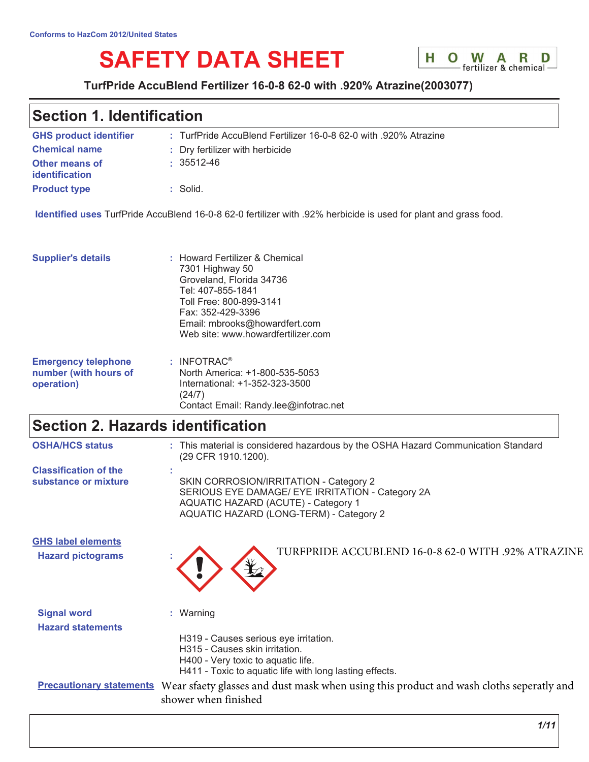Conforms to HazCom 2012/United States

# SAFETY DATA SHEET

HOWARD fertilizer & chemical

**TurfPride AccuBlend Fertilizer 16-0-8 62-0 with .920% Atrazine(2003077)**

## Section 1. Identification

**GHS product identifier** : TurfPride AccuBlend Fertilizer 16-0-8 62-0 with .920% Atrazine

**Chemical name** : Dry fertilizer with herbicide

**Other means of identification** : 35512-46

**Product type** : Solid.

**Identified uses** TurfPride AccuBlend 16-0-8 62-0 fertilizer with .92% herbicide is used for plant and grass food.

**Supplier's details** : Howard Fertilizer & Chemical
7301 Highway 50
Groveland, Florida 34736
Tel: 407-855-1841
Toll Free: 800-899-3141
Fax: 352-429-3396
Email: mbrooks@howardfert.com
Web site: www.howardfertilizer.com

**Emergency telephone number (with hours of operation)** : INFOTRAC®
North America: +1-800-535-5053
International: +1-352-323-3500
(24/7)
Contact Email: Randy.lee@infotrac.net

## Section 2. Hazards identification

**OSHA/HCS status** : This material is considered hazardous by the OSHA Hazard Communication Standard (29 CFR 1910.1200).

**Classification of the substance or mixture** :

SKIN CORROSION/IRRITATION - Category 2
SERIOUS EYE DAMAGE/ EYE IRRITATION - Category 2A
AQUATIC HAZARD (ACUTE) - Category 1
AQUATIC HAZARD (LONG-TERM) - Category 2

**GHS label elements**

**Hazard pictograms** :

TURFPRIDE ACCUBLEND 16-0-8 62-0 WITH .92% ATRAZINE

**Signal word** : Warning

**Hazard statements**

H319 - Causes serious eye irritation.
H315 - Causes skin irritation.
H400 - Very toxic to aquatic life.
H411 - Toxic to aquatic life with long lasting effects.

**Precautionary statements** Wear sfaety glasses and dust mask when using this product and wash cloths seperatly and shower when finished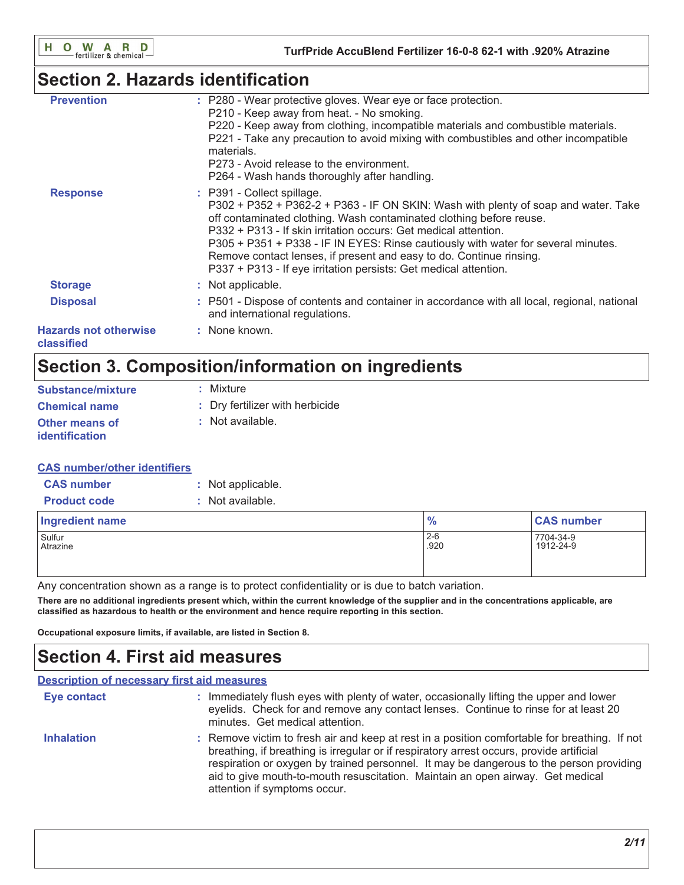## Section 2. Hazards identification

**Prevention** : P280 - Wear protective gloves. Wear eye or face protection.
P210 - Keep away from heat. - No smoking.
P220 - Keep away from clothing, incompatible materials and combustible materials.
P221 - Take any precaution to avoid mixing with combustibles and other incompatible materials.
P273 - Avoid release to the environment.
P264 - Wash hands thoroughly after handling.

**Response** : P391 - Collect spillage.
P302 + P352 + P362-2 + P363 - IF ON SKIN: Wash with plenty of soap and water. Take off contaminated clothing. Wash contaminated clothing before reuse.
P332 + P313 - If skin irritation occurs: Get medical attention.
P305 + P351 + P338 - IF IN EYES: Rinse cautiously with water for several minutes. Remove contact lenses, if present and easy to do. Continue rinsing.
P337 + P313 - If eye irritation persists: Get medical attention.

**Storage** : Not applicable.

**Disposal** : P501 - Dispose of contents and container in accordance with all local, regional, national and international regulations.

**Hazards not otherwise classified** : None known.

## Section 3. Composition/information on ingredients

**Substance/mixture** : Mixture

**Chemical name** : Dry fertilizer with herbicide

**Other means of identification** : Not available.

**CAS number/other identifiers**

**CAS number** : Not applicable.

**Product code** : Not available.

| Ingredient name | % | CAS number |
|---|---|---|
| Sulfur | 2-6 | 7704-34-9 |
| Atrazine | .920 | 1912-24-9 |

Any concentration shown as a range is to protect confidentiality or is due to batch variation.

**There are no additional ingredients present which, within the current knowledge of the supplier and in the concentrations applicable, are classified as hazardous to health or the environment and hence require reporting in this section.**

**Occupational exposure limits, if available, are listed in Section 8.**

## Section 4. First aid measures

**Description of necessary first aid measures**

**Eye contact** : Immediately flush eyes with plenty of water, occasionally lifting the upper and lower eyelids. Check for and remove any contact lenses. Continue to rinse for at least 20 minutes. Get medical attention.

**Inhalation** : Remove victim to fresh air and keep at rest in a position comfortable for breathing. If not breathing, if breathing is irregular or if respiratory arrest occurs, provide artificial respiration or oxygen by trained personnel. It may be dangerous to the person providing aid to give mouth-to-mouth resuscitation. Maintain an open airway. Get medical attention if symptoms occur.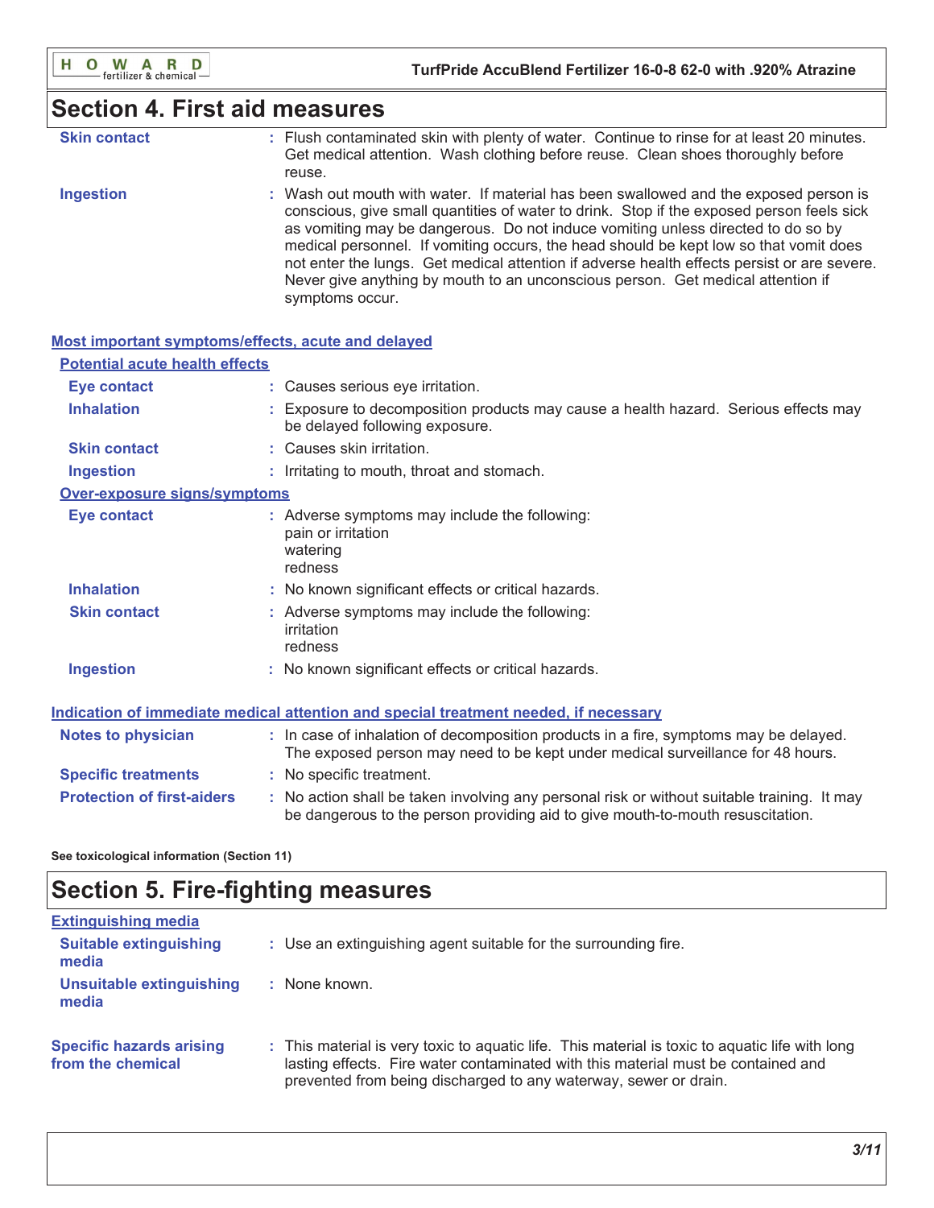## Section 4. First aid measures

**Skin contact** : Flush contaminated skin with plenty of water. Continue to rinse for at least 20 minutes. Get medical attention. Wash clothing before reuse. Clean shoes thoroughly before reuse.

**Ingestion** : Wash out mouth with water. If material has been swallowed and the exposed person is conscious, give small quantities of water to drink. Stop if the exposed person feels sick as vomiting may be dangerous. Do not induce vomiting unless directed to do so by medical personnel. If vomiting occurs, the head should be kept low so that vomit does not enter the lungs. Get medical attention if adverse health effects persist or are severe. Never give anything by mouth to an unconscious person. Get medical attention if symptoms occur.

### Most important symptoms/effects, acute and delayed

#### Potential acute health effects

**Eye contact** : Causes serious eye irritation.

**Inhalation** : Exposure to decomposition products may cause a health hazard. Serious effects may be delayed following exposure.

**Skin contact** : Causes skin irritation.

**Ingestion** : Irritating to mouth, throat and stomach.

#### Over-exposure signs/symptoms

**Eye contact** : Adverse symptoms may include the following:
pain or irritation
watering
redness

**Inhalation** : No known significant effects or critical hazards.

**Skin contact** : Adverse symptoms may include the following:
irritation
redness

**Ingestion** : No known significant effects or critical hazards.

### Indication of immediate medical attention and special treatment needed, if necessary

**Notes to physician** : In case of inhalation of decomposition products in a fire, symptoms may be delayed. The exposed person may need to be kept under medical surveillance for 48 hours.

**Specific treatments** : No specific treatment.

**Protection of first-aiders** : No action shall be taken involving any personal risk or without suitable training. It may be dangerous to the person providing aid to give mouth-to-mouth resuscitation.

**See toxicological information (Section 11)**

## Section 5. Fire-fighting measures

### Extinguishing media

**Suitable extinguishing media** : Use an extinguishing agent suitable for the surrounding fire.

**Unsuitable extinguishing media** : None known.

**Specific hazards arising from the chemical** : This material is very toxic to aquatic life. This material is toxic to aquatic life with long lasting effects. Fire water contaminated with this material must be contained and prevented from being discharged to any waterway, sewer or drain.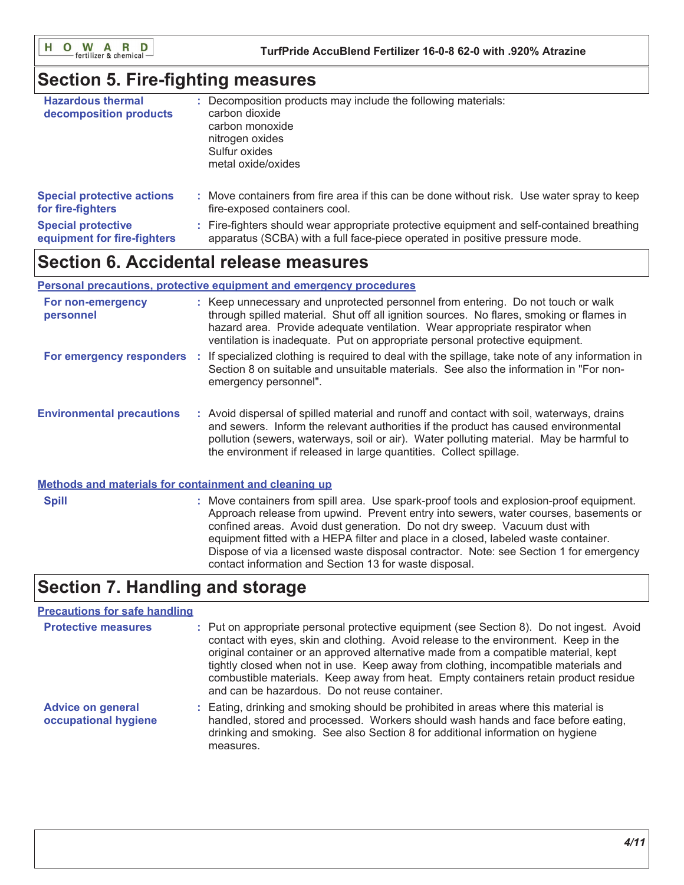## Section 5. Fire-fighting measures

**Hazardous thermal decomposition products** : Decomposition products may include the following materials:
carbon dioxide
carbon monoxide
nitrogen oxides
Sulfur oxides
metal oxide/oxides

**Special protective actions for fire-fighters** : Move containers from fire area if this can be done without risk. Use water spray to keep fire-exposed containers cool.

**Special protective equipment for fire-fighters** : Fire-fighters should wear appropriate protective equipment and self-contained breathing apparatus (SCBA) with a full face-piece operated in positive pressure mode.

## Section 6. Accidental release measures

### Personal precautions, protective equipment and emergency procedures

**For non-emergency personnel** : Keep unnecessary and unprotected personnel from entering. Do not touch or walk through spilled material. Shut off all ignition sources. No flares, smoking or flames in hazard area. Provide adequate ventilation. Wear appropriate respirator when ventilation is inadequate. Put on appropriate personal protective equipment.

**For emergency responders** : If specialized clothing is required to deal with the spillage, take note of any information in Section 8 on suitable and unsuitable materials. See also the information in "For non-emergency personnel".

**Environmental precautions** : Avoid dispersal of spilled material and runoff and contact with soil, waterways, drains and sewers. Inform the relevant authorities if the product has caused environmental pollution (sewers, waterways, soil or air). Water polluting material. May be harmful to the environment if released in large quantities. Collect spillage.

### Methods and materials for containment and cleaning up

**Spill** : Move containers from spill area. Use spark-proof tools and explosion-proof equipment. Approach release from upwind. Prevent entry into sewers, water courses, basements or confined areas. Avoid dust generation. Do not dry sweep. Vacuum dust with equipment fitted with a HEPA filter and place in a closed, labeled waste container. Dispose of via a licensed waste disposal contractor. Note: see Section 1 for emergency contact information and Section 13 for waste disposal.

## Section 7. Handling and storage

### Precautions for safe handling

**Protective measures** : Put on appropriate personal protective equipment (see Section 8). Do not ingest. Avoid contact with eyes, skin and clothing. Avoid release to the environment. Keep in the original container or an approved alternative made from a compatible material, kept tightly closed when not in use. Keep away from clothing, incompatible materials and combustible materials. Keep away from heat. Empty containers retain product residue and can be hazardous. Do not reuse container.

**Advice on general occupational hygiene** : Eating, drinking and smoking should be prohibited in areas where this material is handled, stored and processed. Workers should wash hands and face before eating, drinking and smoking. See also Section 8 for additional information on hygiene measures.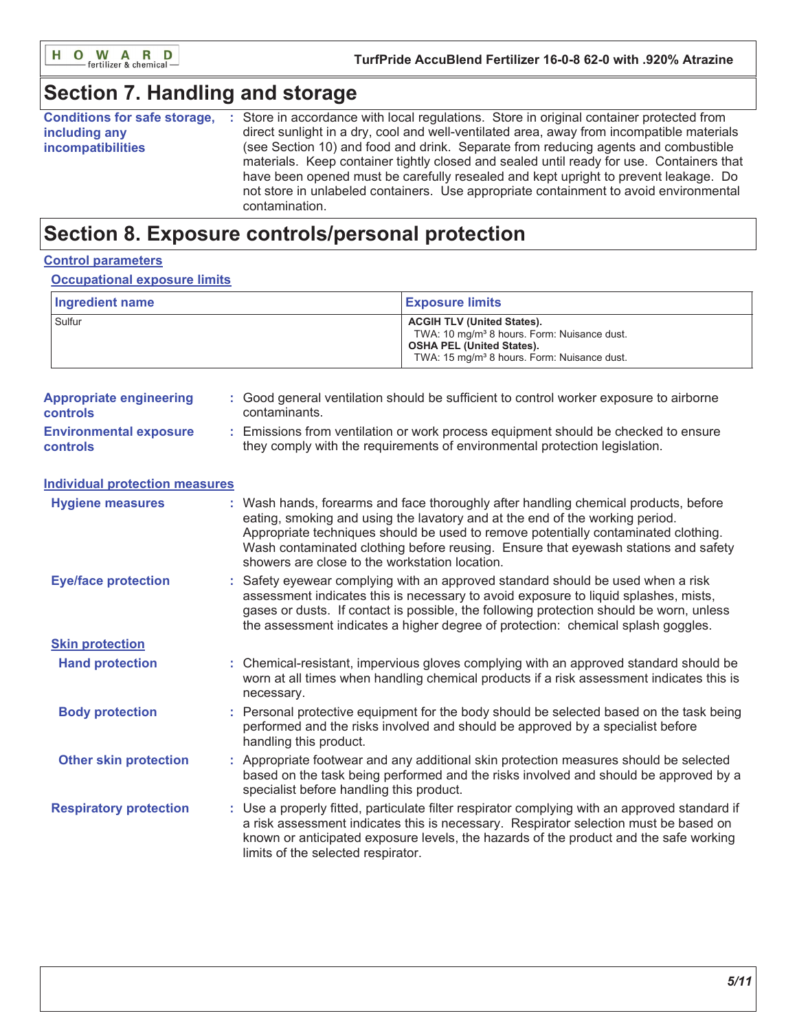## Section 7. Handling and storage

**Conditions for safe storage, including any incompatibilities** : Store in accordance with local regulations. Store in original container protected from direct sunlight in a dry, cool and well-ventilated area, away from incompatible materials (see Section 10) and food and drink. Separate from reducing agents and combustible materials. Keep container tightly closed and sealed until ready for use. Containers that have been opened must be carefully resealed and kept upright to prevent leakage. Do not store in unlabeled containers. Use appropriate containment to avoid environmental contamination.

## Section 8. Exposure controls/personal protection

### Control parameters

#### Occupational exposure limits

| Ingredient name | Exposure limits |
| --- | --- |
| Sulfur | **ACGIH TLV (United States).** TWA: 10 mg/m³ 8 hours. Form: Nuisance dust. **OSHA PEL (United States).** TWA: 15 mg/m³ 8 hours. Form: Nuisance dust. |

**Appropriate engineering controls** : Good general ventilation should be sufficient to control worker exposure to airborne contaminants.

**Environmental exposure controls** : Emissions from ventilation or work process equipment should be checked to ensure they comply with the requirements of environmental protection legislation.

### Individual protection measures

**Hygiene measures** : Wash hands, forearms and face thoroughly after handling chemical products, before eating, smoking and using the lavatory and at the end of the working period. Appropriate techniques should be used to remove potentially contaminated clothing. Wash contaminated clothing before reusing. Ensure that eyewash stations and safety showers are close to the workstation location.

**Eye/face protection** : Safety eyewear complying with an approved standard should be used when a risk assessment indicates this is necessary to avoid exposure to liquid splashes, mists, gases or dusts. If contact is possible, the following protection should be worn, unless the assessment indicates a higher degree of protection: chemical splash goggles.

#### Skin protection

**Hand protection** : Chemical-resistant, impervious gloves complying with an approved standard should be worn at all times when handling chemical products if a risk assessment indicates this is necessary.

**Body protection** : Personal protective equipment for the body should be selected based on the task being performed and the risks involved and should be approved by a specialist before handling this product.

**Other skin protection** : Appropriate footwear and any additional skin protection measures should be selected based on the task being performed and the risks involved and should be approved by a specialist before handling this product.

**Respiratory protection** : Use a properly fitted, particulate filter respirator complying with an approved standard if a risk assessment indicates this is necessary. Respirator selection must be based on known or anticipated exposure levels, the hazards of the product and the safe working limits of the selected respirator.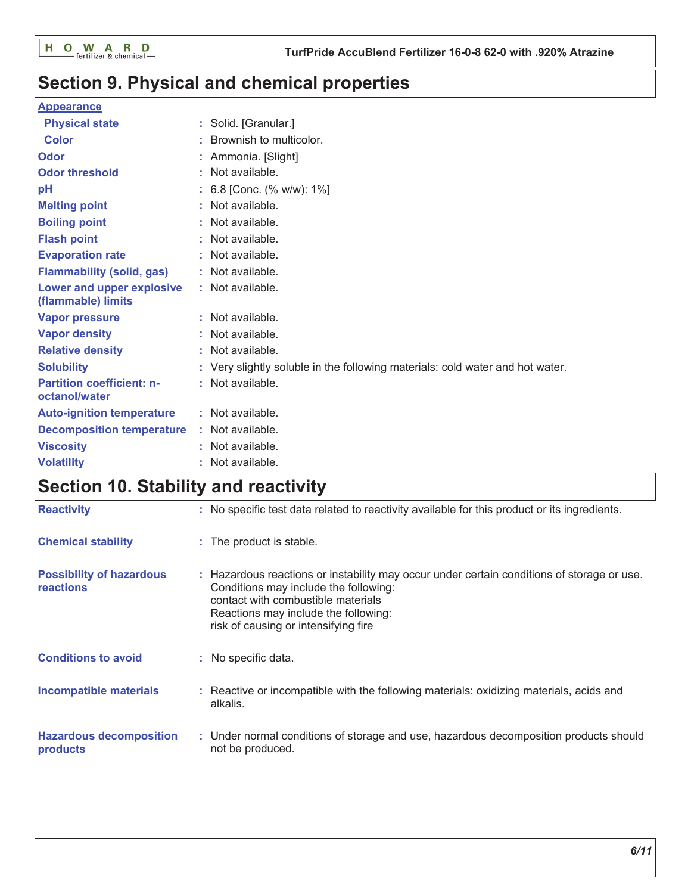## Section 9. Physical and chemical properties

**Appearance**

| | |
|---|---|
| **Physical state** | : Solid. [Granular.] |
| **Color** | : Brownish to multicolor. |
| **Odor** | : Ammonia. [Slight] |
| **Odor threshold** | : Not available. |
| **pH** | : 6.8 [Conc. (% w/w): 1%] |
| **Melting point** | : Not available. |
| **Boiling point** | : Not available. |
| **Flash point** | : Not available. |
| **Evaporation rate** | : Not available. |
| **Flammability (solid, gas)** | : Not available. |
| **Lower and upper explosive (flammable) limits** | : Not available. |
| **Vapor pressure** | : Not available. |
| **Vapor density** | : Not available. |
| **Relative density** | : Not available. |
| **Solubility** | : Very slightly soluble in the following materials: cold water and hot water. |
| **Partition coefficient: n-octanol/water** | : Not available. |
| **Auto-ignition temperature** | : Not available. |
| **Decomposition temperature** | : Not available. |
| **Viscosity** | : Not available. |
| **Volatility** | : Not available. |

## Section 10. Stability and reactivity

| | |
|---|---|
| **Reactivity** | : No specific test data related to reactivity available for this product or its ingredients. |
| **Chemical stability** | : The product is stable. |
| **Possibility of hazardous reactions** | : Hazardous reactions or instability may occur under certain conditions of storage or use. Conditions may include the following: contact with combustible materials Reactions may include the following: risk of causing or intensifying fire |
| **Conditions to avoid** | : No specific data. |
| **Incompatible materials** | : Reactive or incompatible with the following materials: oxidizing materials, acids and alkalis. |
| **Hazardous decomposition products** | : Under normal conditions of storage and use, hazardous decomposition products should not be produced. |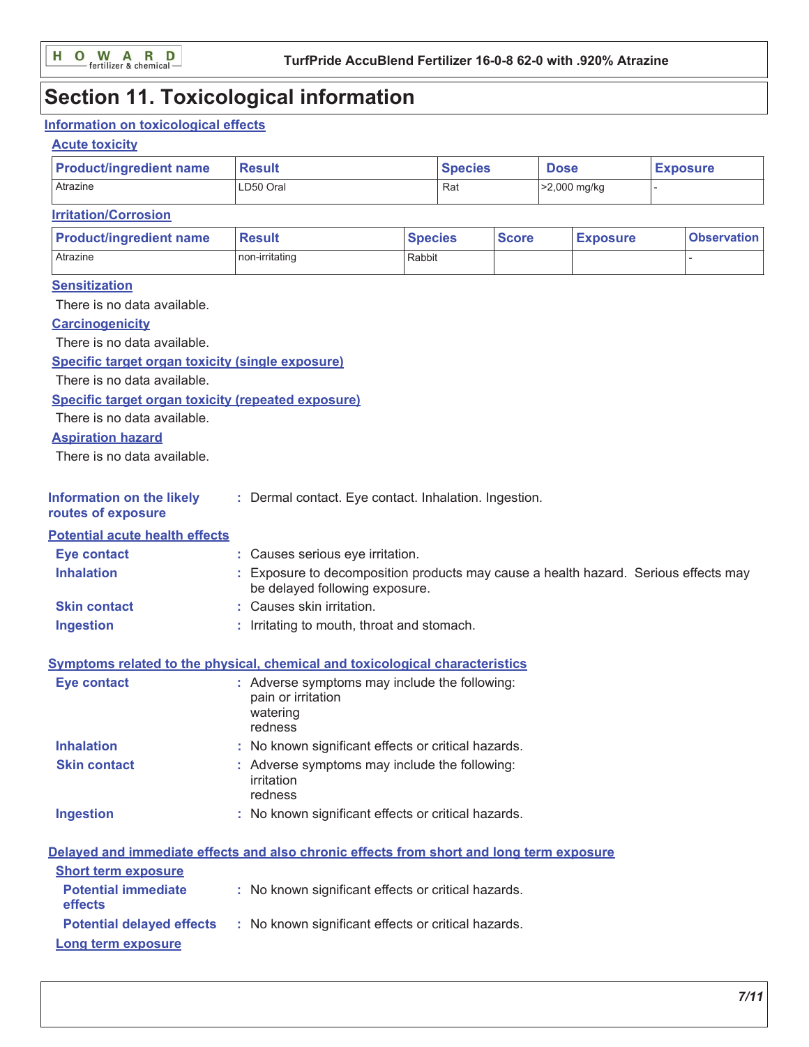# Section 11. Toxicological information

## Information on toxicological effects

### Acute toxicity

| Product/ingredient name | Result | Species | Dose | Exposure |
|---|---|---|---|---|
| Atrazine | LD50 Oral | Rat | >2,000 mg/kg | - |

### Irritation/Corrosion

| Product/ingredient name | Result | Species | Score | Exposure | Observation |
|---|---|---|---|---|---|
| Atrazine | non-irritating | Rabbit | | | - |

### Sensitization

There is no data available.

### Carcinogenicity

There is no data available.

### Specific target organ toxicity (single exposure)

There is no data available.

### Specific target organ toxicity (repeated exposure)

There is no data available.

### Aspiration hazard

There is no data available.

**Information on the likely routes of exposure** : Dermal contact. Eye contact. Inhalation. Ingestion.

### Potential acute health effects

**Eye contact** : Causes serious eye irritation.

**Inhalation** : Exposure to decomposition products may cause a health hazard. Serious effects may be delayed following exposure.

**Skin contact** : Causes skin irritation.

**Ingestion** : Irritating to mouth, throat and stomach.

### Symptoms related to the physical, chemical and toxicological characteristics

**Eye contact** : Adverse symptoms may include the following:
pain or irritation
watering
redness

**Inhalation** : No known significant effects or critical hazards.

**Skin contact** : Adverse symptoms may include the following:
irritation
redness

**Ingestion** : No known significant effects or critical hazards.

### Delayed and immediate effects and also chronic effects from short and long term exposure

#### Short term exposure

**Potential immediate effects** : No known significant effects or critical hazards.

**Potential delayed effects** : No known significant effects or critical hazards.

#### Long term exposure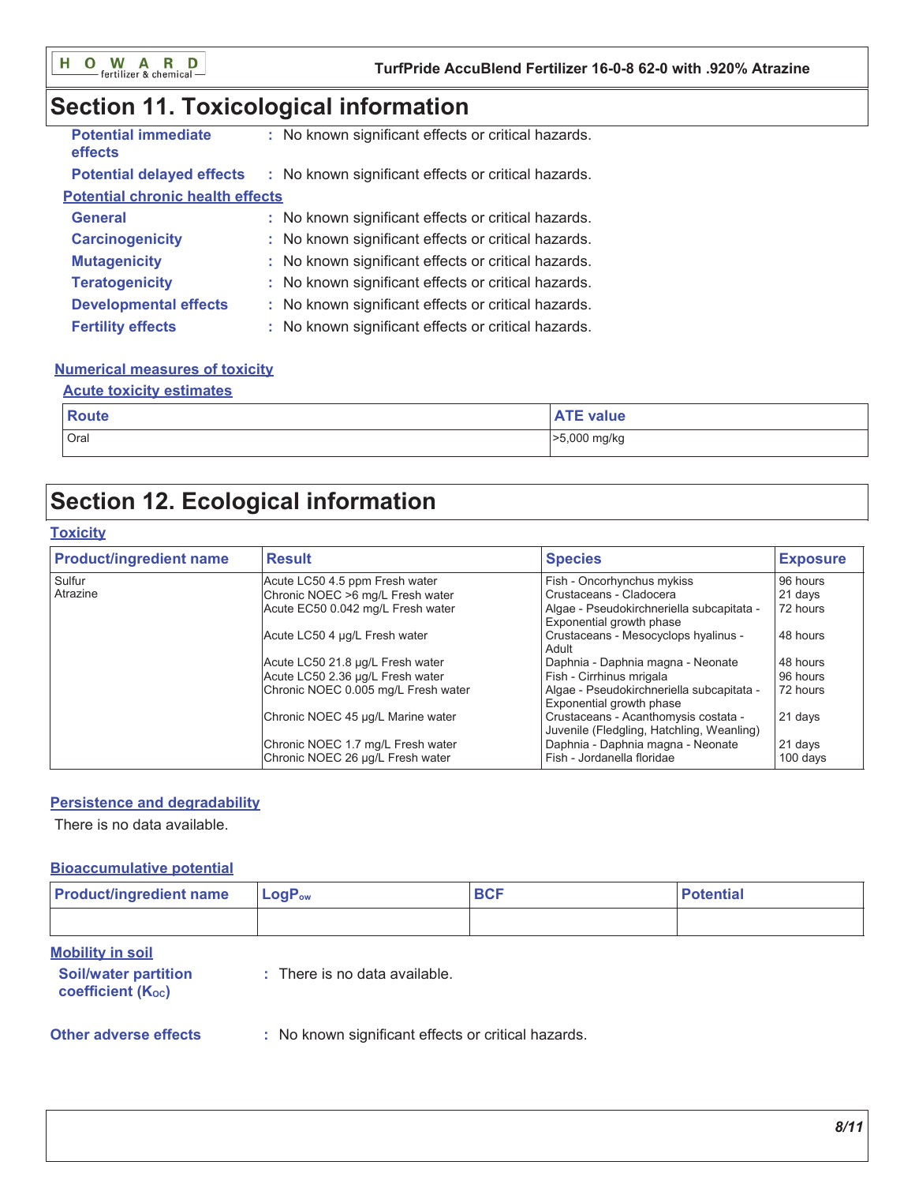## Section 11. Toxicological information

**Potential immediate effects** : No known significant effects or critical hazards.

**Potential delayed effects** : No known significant effects or critical hazards.

**Potential chronic health effects**

**General** : No known significant effects or critical hazards.

**Carcinogenicity** : No known significant effects or critical hazards.

**Mutagenicity** : No known significant effects or critical hazards.

**Teratogenicity** : No known significant effects or critical hazards.

**Developmental effects** : No known significant effects or critical hazards.

**Fertility effects** : No known significant effects or critical hazards.

**Numerical measures of toxicity**

**Acute toxicity estimates**

| Route | ATE value |
|---|---|
| Oral | >5,000 mg/kg |

## Section 12. Ecological information

**Toxicity**

| Product/ingredient name | Result | Species | Exposure |
|---|---|---|---|
| Sulfur | Acute LC50 4.5 ppm Fresh water | Fish - Oncorhynchus mykiss | 96 hours |
| Atrazine | Chronic NOEC >6 mg/L Fresh water | Crustaceans - Cladocera | 21 days |
| | Acute EC50 0.042 mg/L Fresh water | Algae - Pseudokirchneriella subcapitata - Exponential growth phase | 72 hours |
| | Acute LC50 4 µg/L Fresh water | Crustaceans - Mesocyclops hyalinus - Adult | 48 hours |
| | Acute LC50 21.8 µg/L Fresh water | Daphnia - Daphnia magna - Neonate | 48 hours |
| | Acute LC50 2.36 µg/L Fresh water | Fish - Cirrhinus mrigala | 96 hours |
| | Chronic NOEC 0.005 mg/L Fresh water | Algae - Pseudokirchneriella subcapitata - Exponential growth phase | 72 hours |
| | Chronic NOEC 45 µg/L Marine water | Crustaceans - Acanthomysis costata - Juvenile (Fledgling, Hatchling, Weanling) | 21 days |
| | Chronic NOEC 1.7 mg/L Fresh water | Daphnia - Daphnia magna - Neonate | 21 days |
| | Chronic NOEC 26 µg/L Fresh water | Fish - Jordanella floridae | 100 days |

**Persistence and degradability**

There is no data available.

**Bioaccumulative potential**

| Product/ingredient name | $LogP_{ow}$ | BCF | Potential |
|---|---|---|---|
| | | | |

**Mobility in soil**

**Soil/water partition coefficient ($K_{OC}$)** : There is no data available.

**Other adverse effects** : No known significant effects or critical hazards.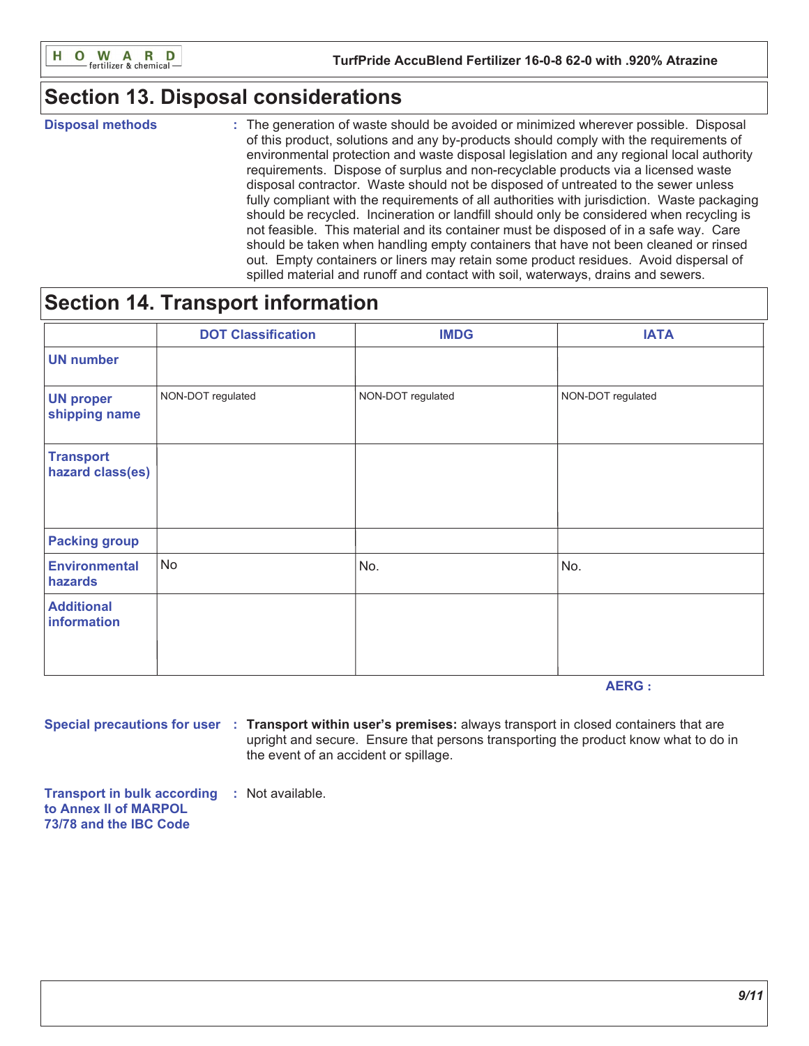## Section 13. Disposal considerations

**Disposal methods** : The generation of waste should be avoided or minimized wherever possible. Disposal of this product, solutions and any by-products should comply with the requirements of environmental protection and waste disposal legislation and any regional local authority requirements. Dispose of surplus and non-recyclable products via a licensed waste disposal contractor. Waste should not be disposed of untreated to the sewer unless fully compliant with the requirements of all authorities with jurisdiction. Waste packaging should be recycled. Incineration or landfill should only be considered when recycling is not feasible. This material and its container must be disposed of in a safe way. Care should be taken when handling empty containers that have not been cleaned or rinsed out. Empty containers or liners may retain some product residues. Avoid dispersal of spilled material and runoff and contact with soil, waterways, drains and sewers.

## Section 14. Transport information

| | DOT Classification | IMDG | IATA |
|---|---|---|---|
| UN number | | | |
| UN proper shipping name | NON-DOT regulated | NON-DOT regulated | NON-DOT regulated |
| Transport hazard class(es) | | | |
| Packing group | | | |
| Environmental hazards | No | No. | No. |
| Additional information | | | |

**AERG :**

**Special precautions for user** : **Transport within user's premises:** always transport in closed containers that are upright and secure. Ensure that persons transporting the product know what to do in the event of an accident or spillage.

**Transport in bulk according to Annex II of MARPOL 73/78 and the IBC Code** : Not available.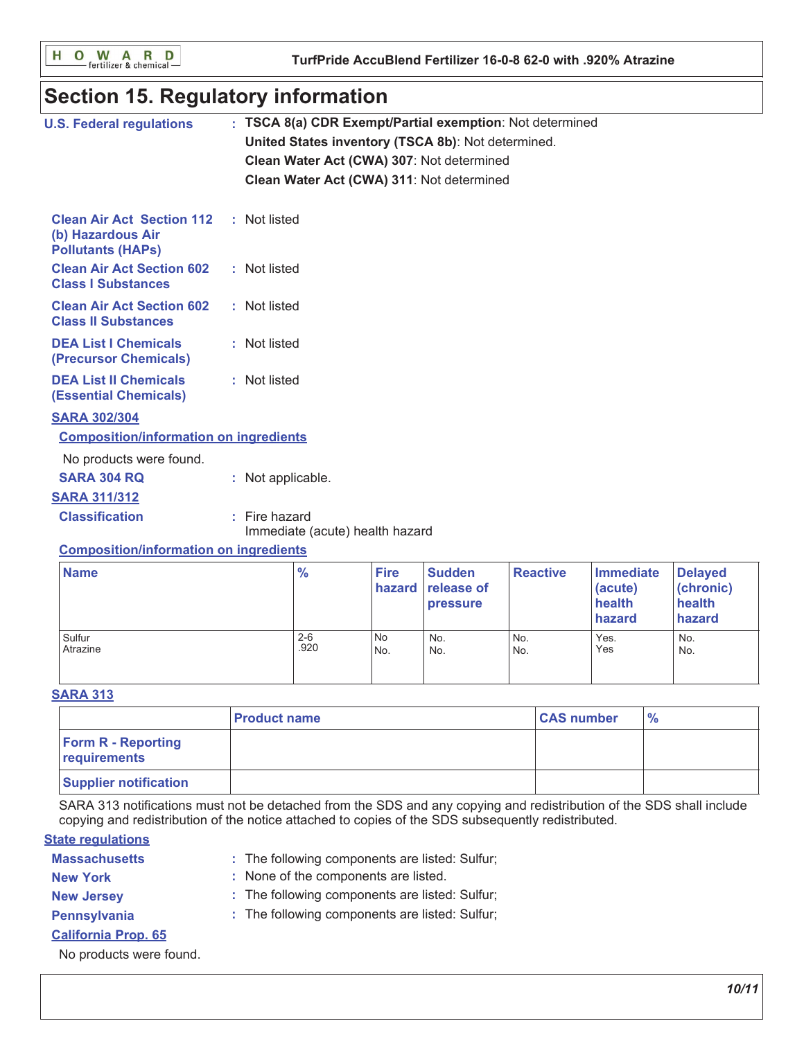## Section 15. Regulatory information

**U.S. Federal regulations** : **TSCA 8(a) CDR Exempt/Partial exemption**: Not determined

**United States inventory (TSCA 8b)**: Not determined.

**Clean Water Act (CWA) 307**: Not determined

**Clean Water Act (CWA) 311**: Not determined

**Clean Air Act Section 112 (b) Hazardous Air Pollutants (HAPs)** : Not listed

**Clean Air Act Section 602 Class I Substances** : Not listed

**Clean Air Act Section 602 Class II Substances** : Not listed

**DEA List I Chemicals (Precursor Chemicals)** : Not listed

**DEA List II Chemicals (Essential Chemicals)** : Not listed

**SARA 302/304**

**Composition/information on ingredients**

No products were found.

**SARA 304 RQ** : Not applicable.

**SARA 311/312**

**Classification** : Fire hazard
Immediate (acute) health hazard

**Composition/information on ingredients**

| Name | % | Fire hazard | Sudden release of pressure | Reactive | Immediate (acute) health hazard | Delayed (chronic) health hazard |
|---|---|---|---|---|---|---|
| Sulfur | 2-6 | No | No. | No. | Yes. | No. |
| Atrazine | .920 | No. | No. | No. | Yes | No. |

**SARA 313**

| | Product name | CAS number | % |
|---|---|---|---|
| **Form R - Reporting requirements** | | | |
| **Supplier notification** | | | |

SARA 313 notifications must not be detached from the SDS and any copying and redistribution of the SDS shall include copying and redistribution of the notice attached to copies of the SDS subsequently redistributed.

**State regulations**

**Massachusetts** : The following components are listed: Sulfur;

**New York** : None of the components are listed.

**New Jersey** : The following components are listed: Sulfur;

**Pennsylvania** : The following components are listed: Sulfur;

**California Prop. 65**

No products were found.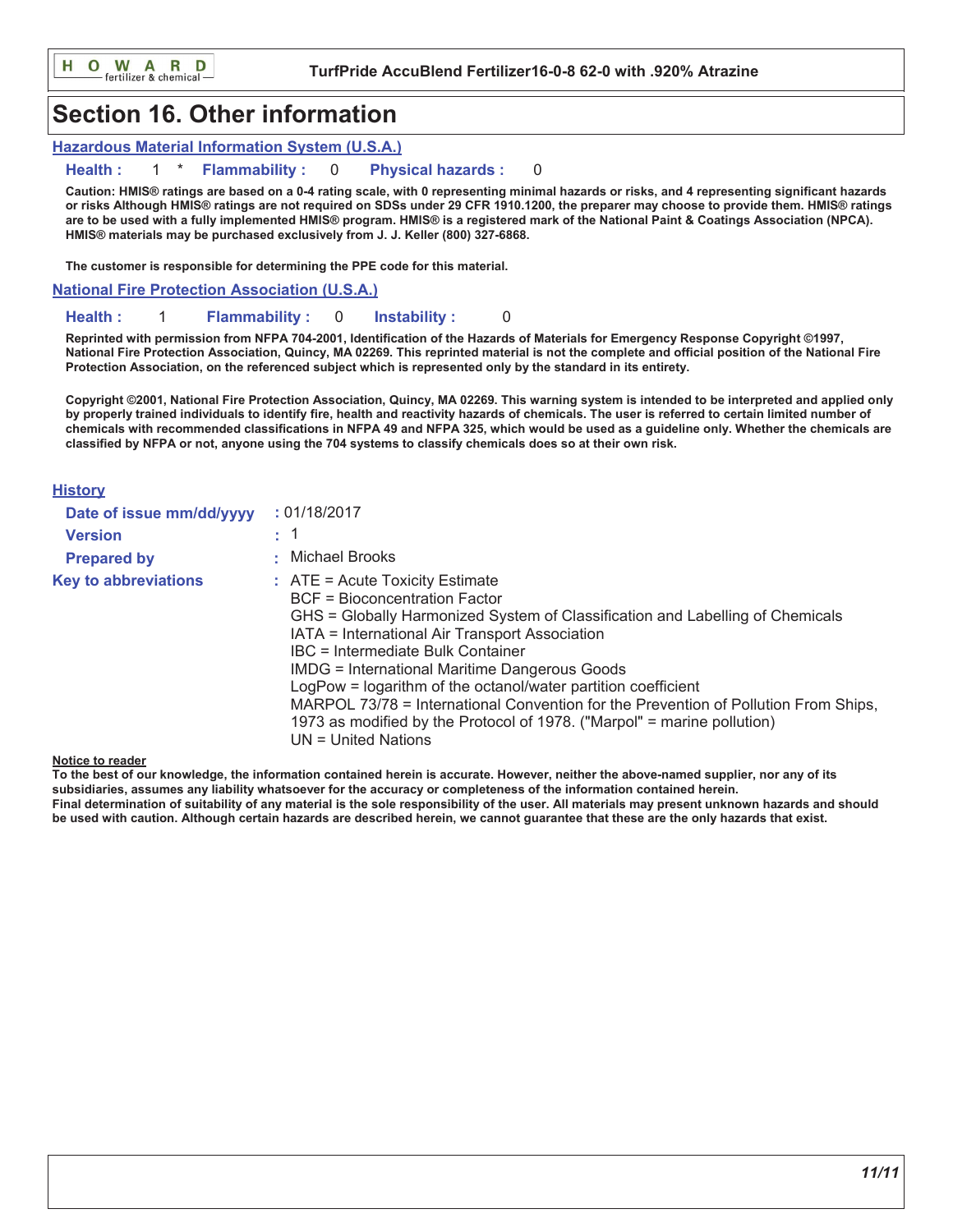# Section 16. Other information

## Hazardous Material Information System (U.S.A.)

**Health :** 1 * **Flammability :** 0 **Physical hazards :** 0

**Caution: HMIS® ratings are based on a 0-4 rating scale, with 0 representing minimal hazards or risks, and 4 representing significant hazards or risks Although HMIS® ratings are not required on SDSs under 29 CFR 1910.1200, the preparer may choose to provide them. HMIS® ratings are to be used with a fully implemented HMIS® program. HMIS® is a registered mark of the National Paint & Coatings Association (NPCA). HMIS® materials may be purchased exclusively from J. J. Keller (800) 327-6868.**

**The customer is responsible for determining the PPE code for this material.**

## National Fire Protection Association (U.S.A.)

**Health :** 1 **Flammability :** 0 **Instability :** 0

**Reprinted with permission from NFPA 704-2001, Identification of the Hazards of Materials for Emergency Response Copyright ©1997, National Fire Protection Association, Quincy, MA 02269. This reprinted material is not the complete and official position of the National Fire Protection Association, on the referenced subject which is represented only by the standard in its entirety.**

**Copyright ©2001, National Fire Protection Association, Quincy, MA 02269. This warning system is intended to be interpreted and applied only by properly trained individuals to identify fire, health and reactivity hazards of chemicals. The user is referred to certain limited number of chemicals with recommended classifications in NFPA 49 and NFPA 325, which would be used as a guideline only. Whether the chemicals are classified by NFPA or not, anyone using the 704 systems to classify chemicals does so at their own risk.**

## History

**Date of issue mm/dd/yyyy** : 01/18/2017

**Version** : 1

**Prepared by** : Michael Brooks

**Key to abbreviations** :
- ATE = Acute Toxicity Estimate
- BCF = Bioconcentration Factor
- GHS = Globally Harmonized System of Classification and Labelling of Chemicals
- IATA = International Air Transport Association
- IBC = Intermediate Bulk Container
- IMDG = International Maritime Dangerous Goods
- LogPow = logarithm of the octanol/water partition coefficient
- MARPOL 73/78 = International Convention for the Prevention of Pollution From Ships, 1973 as modified by the Protocol of 1978. ("Marpol" = marine pollution)
- UN = United Nations

**Notice to reader**

**To the best of our knowledge, the information contained herein is accurate. However, neither the above-named supplier, nor any of its subsidiaries, assumes any liability whatsoever for the accuracy or completeness of the information contained herein.**
**Final determination of suitability of any material is the sole responsibility of the user. All materials may present unknown hazards and should be used with caution. Although certain hazards are described herein, we cannot guarantee that these are the only hazards that exist.**